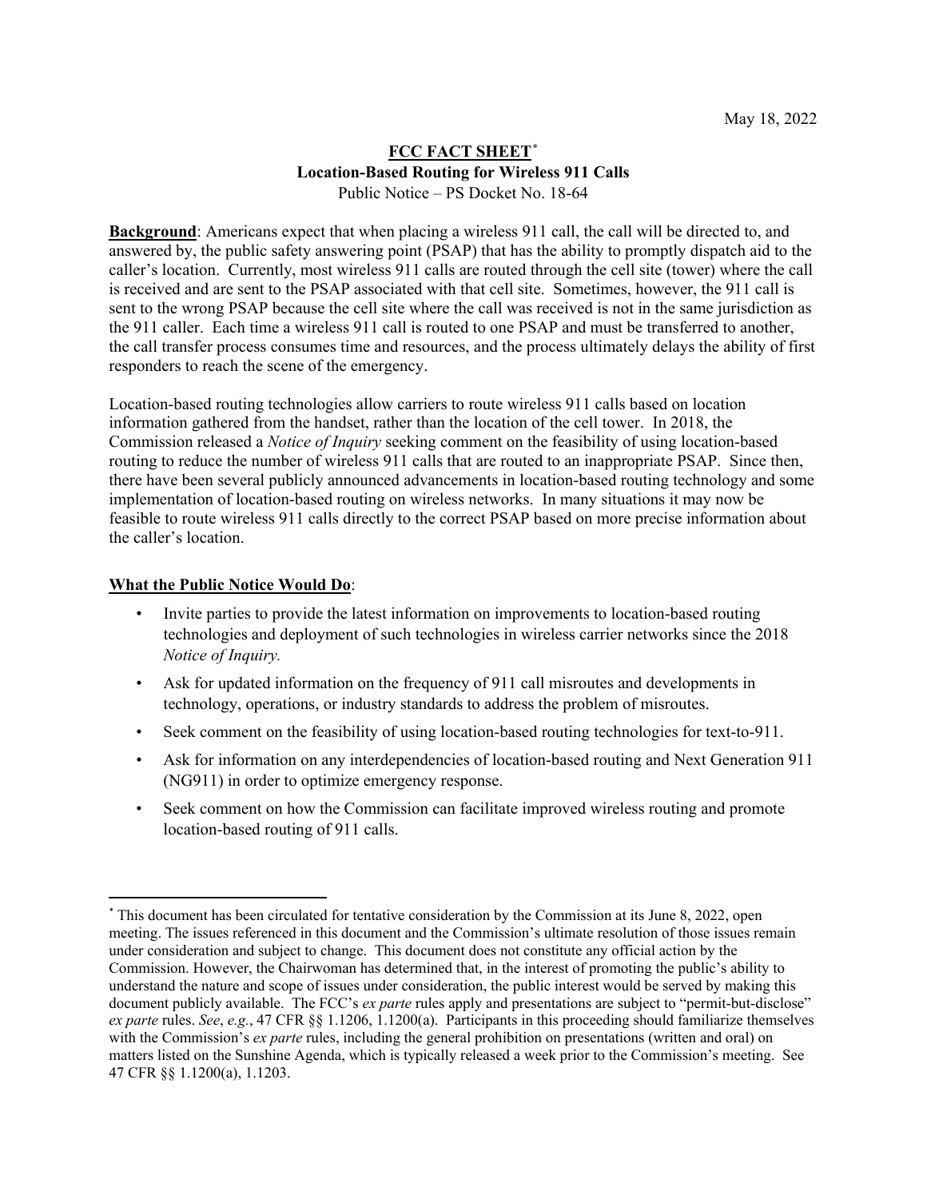May 18, 2022

# FCC FACT SHEET[*]

## Location-Based Routing for Wireless 911 Calls

Public Notice – PS Docket No. 18-64

**Background**: Americans expect that when placing a wireless 911 call, the call will be directed to, and answered by, the public safety answering point (PSAP) that has the ability to promptly dispatch aid to the caller's location. Currently, most wireless 911 calls are routed through the cell site (tower) where the call is received and are sent to the PSAP associated with that cell site. Sometimes, however, the 911 call is sent to the wrong PSAP because the cell site where the call was received is not in the same jurisdiction as the 911 caller. Each time a wireless 911 call is routed to one PSAP and must be transferred to another, the call transfer process consumes time and resources, and the process ultimately delays the ability of first responders to reach the scene of the emergency.

Location-based routing technologies allow carriers to route wireless 911 calls based on location information gathered from the handset, rather than the location of the cell tower. In 2018, the Commission released a *Notice of Inquiry* seeking comment on the feasibility of using location-based routing to reduce the number of wireless 911 calls that are routed to an inappropriate PSAP. Since then, there have been several publicly announced advancements in location-based routing technology and some implementation of location-based routing on wireless networks. In many situations it may now be feasible to route wireless 911 calls directly to the correct PSAP based on more precise information about the caller's location.

**What the Public Notice Would Do**:

- Invite parties to provide the latest information on improvements to location-based routing technologies and deployment of such technologies in wireless carrier networks since the 2018 *Notice of Inquiry.*
- Ask for updated information on the frequency of 911 call misroutes and developments in technology, operations, or industry standards to address the problem of misroutes.
- Seek comment on the feasibility of using location-based routing technologies for text-to-911.
- Ask for information on any interdependencies of location-based routing and Next Generation 911 (NG911) in order to optimize emergency response.
- Seek comment on how the Commission can facilitate improved wireless routing and promote location-based routing of 911 calls.

---

[*] This document has been circulated for tentative consideration by the Commission at its June 8, 2022, open meeting. The issues referenced in this document and the Commission's ultimate resolution of those issues remain under consideration and subject to change. This document does not constitute any official action by the Commission. However, the Chairwoman has determined that, in the interest of promoting the public's ability to understand the nature and scope of issues under consideration, the public interest would be served by making this document publicly available. The FCC's *ex parte* rules apply and presentations are subject to "permit-but-disclose" *ex parte* rules. *See*, *e.g.*, 47 CFR §§ 1.1206, 1.1200(a). Participants in this proceeding should familiarize themselves with the Commission's *ex parte* rules, including the general prohibition on presentations (written and oral) on matters listed on the Sunshine Agenda, which is typically released a week prior to the Commission's meeting. See 47 CFR §§ 1.1200(a), 1.1203.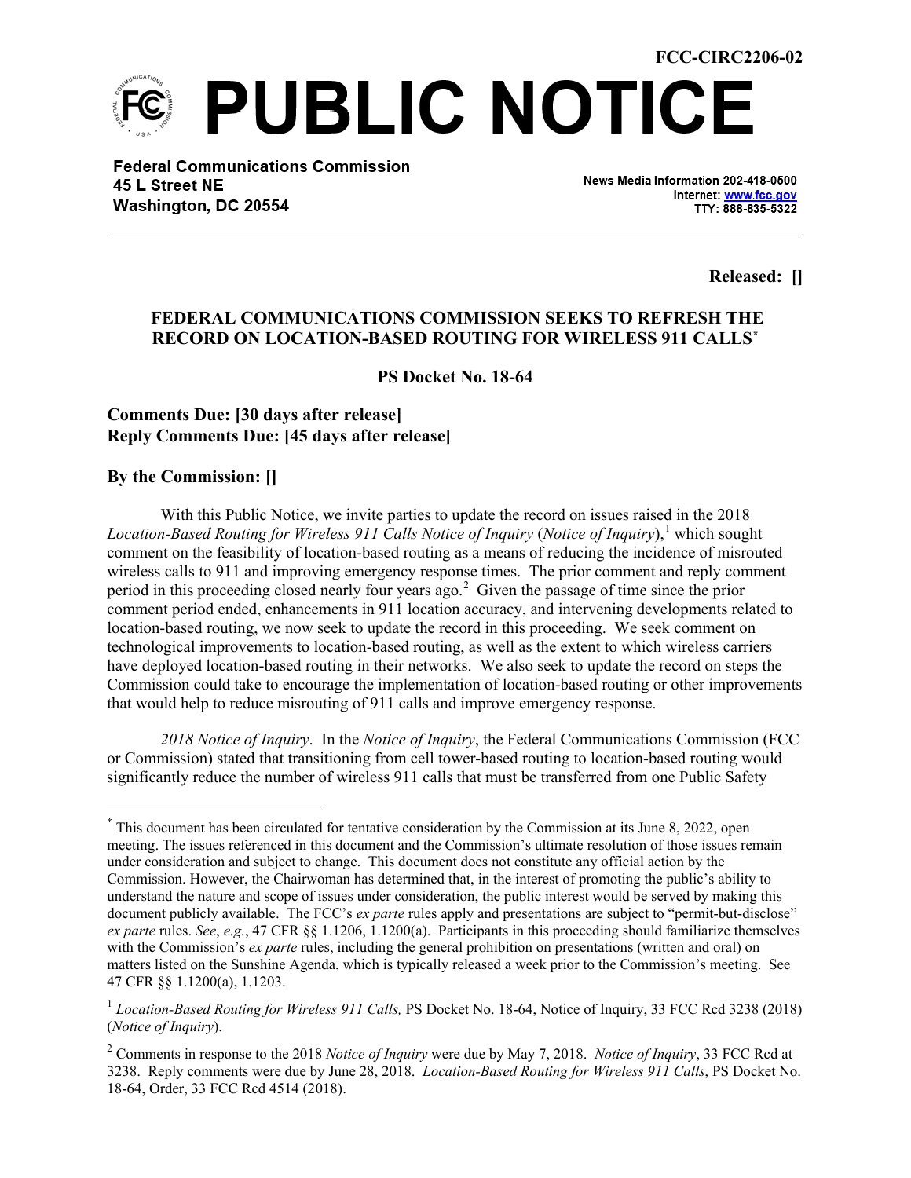FCC-CIRC2206-02

# PUBLIC NOTICE

**Federal Communications Commission**
**45 L Street NE**
**Washington, DC 20554**

**News Media Information 202-418-0500**
**Internet: www.fcc.gov**
**TTY: 888-835-5322**

**Released: []**

## FEDERAL COMMUNICATIONS COMMISSION SEEKS TO REFRESH THE RECORD ON LOCATION-BASED ROUTING FOR WIRELESS 911 CALLS*

**PS Docket No. 18-64**

**Comments Due: [30 days after release]**
**Reply Comments Due: [45 days after release]**

**By the Commission: []**

With this Public Notice, we invite parties to update the record on issues raised in the 2018 *Location-Based Routing for Wireless 911 Calls Notice of Inquiry* (*Notice of Inquiry*),[1] which sought comment on the feasibility of location-based routing as a means of reducing the incidence of misrouted wireless calls to 911 and improving emergency response times. The prior comment and reply comment period in this proceeding closed nearly four years ago.[2] Given the passage of time since the prior comment period ended, enhancements in 911 location accuracy, and intervening developments related to location-based routing, we now seek to update the record in this proceeding. We seek comment on technological improvements to location-based routing, as well as the extent to which wireless carriers have deployed location-based routing in their networks. We also seek to update the record on steps the Commission could take to encourage the implementation of location-based routing or other improvements that would help to reduce misrouting of 911 calls and improve emergency response.

*2018 Notice of Inquiry*. In the *Notice of Inquiry*, the Federal Communications Commission (FCC or Commission) stated that transitioning from cell tower-based routing to location-based routing would significantly reduce the number of wireless 911 calls that must be transferred from one Public Safety

---

* This document has been circulated for tentative consideration by the Commission at its June 8, 2022, open meeting. The issues referenced in this document and the Commission's ultimate resolution of those issues remain under consideration and subject to change. This document does not constitute any official action by the Commission. However, the Chairwoman has determined that, in the interest of promoting the public's ability to understand the nature and scope of issues under consideration, the public interest would be served by making this document publicly available. The FCC's *ex parte* rules apply and presentations are subject to "permit-but-disclose" *ex parte* rules. *See*, *e.g.*, 47 CFR §§ 1.1206, 1.1200(a). Participants in this proceeding should familiarize themselves with the Commission's *ex parte* rules, including the general prohibition on presentations (written and oral) on matters listed on the Sunshine Agenda, which is typically released a week prior to the Commission's meeting. See 47 CFR §§ 1.1200(a), 1.1203.

[1] *Location-Based Routing for Wireless 911 Calls,* PS Docket No. 18-64, Notice of Inquiry, 33 FCC Rcd 3238 (2018) (*Notice of Inquiry*).

[2] Comments in response to the 2018 *Notice of Inquiry* were due by May 7, 2018. *Notice of Inquiry*, 33 FCC Rcd at 3238. Reply comments were due by June 28, 2018. *Location-Based Routing for Wireless 911 Calls*, PS Docket No. 18-64, Order, 33 FCC Rcd 4514 (2018).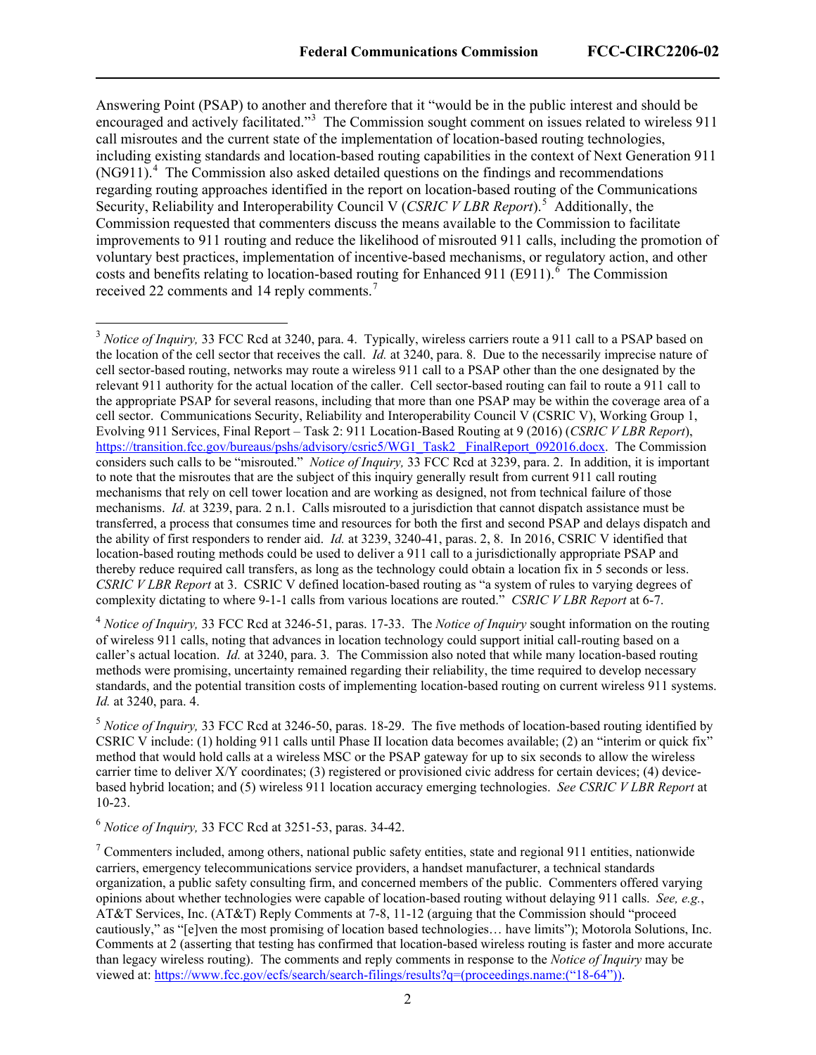Answering Point (PSAP) to another and therefore that it "would be in the public interest and should be encouraged and actively facilitated."[3] The Commission sought comment on issues related to wireless 911 call misroutes and the current state of the implementation of location-based routing technologies, including existing standards and location-based routing capabilities in the context of Next Generation 911 (NG911).[4] The Commission also asked detailed questions on the findings and recommendations regarding routing approaches identified in the report on location-based routing of the Communications Security, Reliability and Interoperability Council V (*CSRIC V LBR Report*).[5] Additionally, the Commission requested that commenters discuss the means available to the Commission to facilitate improvements to 911 routing and reduce the likelihood of misrouted 911 calls, including the promotion of voluntary best practices, implementation of incentive-based mechanisms, or regulatory action, and other costs and benefits relating to location-based routing for Enhanced 911 (E911).[6] The Commission received 22 comments and 14 reply comments.[7]

---

[3] *Notice of Inquiry,* 33 FCC Rcd at 3240, para. 4. Typically, wireless carriers route a 911 call to a PSAP based on the location of the cell sector that receives the call. *Id.* at 3240, para. 8. Due to the necessarily imprecise nature of cell sector-based routing, networks may route a wireless 911 call to a PSAP other than the one designated by the relevant 911 authority for the actual location of the caller. Cell sector-based routing can fail to route a 911 call to the appropriate PSAP for several reasons, including that more than one PSAP may be within the coverage area of a cell sector. Communications Security, Reliability and Interoperability Council V (CSRIC V), Working Group 1, Evolving 911 Services, Final Report – Task 2: 911 Location-Based Routing at 9 (2016) (*CSRIC V LBR Report*), https://transition.fcc.gov/bureaus/pshs/advisory/csric5/WG1_Task2__FinalReport_092016.docx. The Commission considers such calls to be "misrouted." *Notice of Inquiry,* 33 FCC Rcd at 3239, para. 2. In addition, it is important to note that the misroutes that are the subject of this inquiry generally result from current 911 call routing mechanisms that rely on cell tower location and are working as designed, not from technical failure of those mechanisms. *Id.* at 3239, para. 2 n.1. Calls misrouted to a jurisdiction that cannot dispatch assistance must be transferred, a process that consumes time and resources for both the first and second PSAP and delays dispatch and the ability of first responders to render aid. *Id.* at 3239, 3240-41, paras. 2, 8. In 2016, CSRIC V identified that location-based routing methods could be used to deliver a 911 call to a jurisdictionally appropriate PSAP and thereby reduce required call transfers, as long as the technology could obtain a location fix in 5 seconds or less. *CSRIC V LBR Report* at 3. CSRIC V defined location-based routing as "a system of rules to varying degrees of complexity dictating to where 9-1-1 calls from various locations are routed." *CSRIC V LBR Report* at 6-7.

[4] *Notice of Inquiry,* 33 FCC Rcd at 3246-51, paras. 17-33. The *Notice of Inquiry* sought information on the routing of wireless 911 calls, noting that advances in location technology could support initial call-routing based on a caller's actual location. *Id.* at 3240, para. 3. The Commission also noted that while many location-based routing methods were promising, uncertainty remained regarding their reliability, the time required to develop necessary standards, and the potential transition costs of implementing location-based routing on current wireless 911 systems. *Id.* at 3240, para. 4.

[5] *Notice of Inquiry,* 33 FCC Rcd at 3246-50, paras. 18-29. The five methods of location-based routing identified by CSRIC V include: (1) holding 911 calls until Phase II location data becomes available; (2) an "interim or quick fix" method that would hold calls at a wireless MSC or the PSAP gateway for up to six seconds to allow the wireless carrier time to deliver X/Y coordinates; (3) registered or provisioned civic address for certain devices; (4) device-based hybrid location; and (5) wireless 911 location accuracy emerging technologies. *See CSRIC V LBR Report* at 10-23.

[6] *Notice of Inquiry,* 33 FCC Rcd at 3251-53, paras. 34-42.

[7] Commenters included, among others, national public safety entities, state and regional 911 entities, nationwide carriers, emergency telecommunications service providers, a handset manufacturer, a technical standards organization, a public safety consulting firm, and concerned members of the public. Commenters offered varying opinions about whether technologies were capable of location-based routing without delaying 911 calls. *See, e.g.*, AT&T Services, Inc. (AT&T) Reply Comments at 7-8, 11-12 (arguing that the Commission should "proceed cautiously," as "[e]ven the most promising of location based technologies… have limits"); Motorola Solutions, Inc. Comments at 2 (asserting that testing has confirmed that location-based wireless routing is faster and more accurate than legacy wireless routing). The comments and reply comments in response to the *Notice of Inquiry* may be viewed at: https://www.fcc.gov/ecfs/search/search-filings/results?q=(proceedings.name:("18-64")).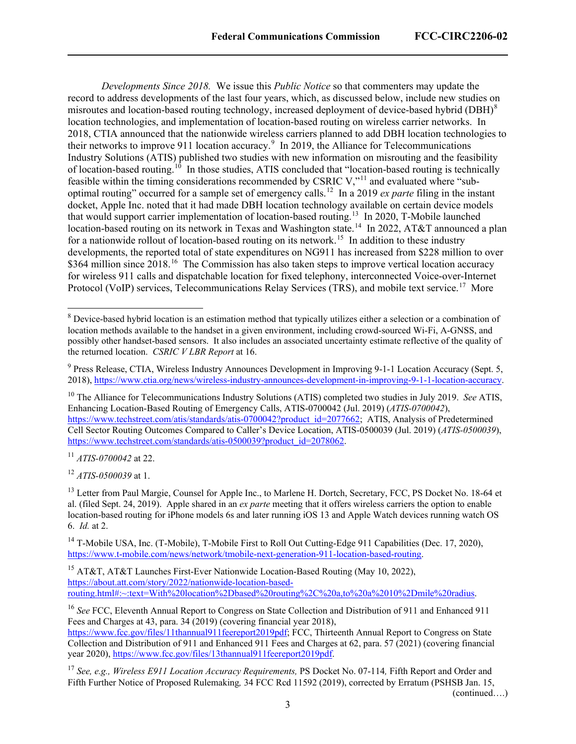*Developments Since 2018.* We issue this *Public Notice* so that commenters may update the record to address developments of the last four years, which, as discussed below, include new studies on misroutes and location-based routing technology, increased deployment of device-based hybrid (DBH)[8] location technologies, and implementation of location-based routing on wireless carrier networks. In 2018, CTIA announced that the nationwide wireless carriers planned to add DBH location technologies to their networks to improve 911 location accuracy.[9] In 2019, the Alliance for Telecommunications Industry Solutions (ATIS) published two studies with new information on misrouting and the feasibility of location-based routing.[10] In those studies, ATIS concluded that "location-based routing is technically feasible within the timing considerations recommended by CSRIC V,"[11] and evaluated where "sub-optimal routing" occurred for a sample set of emergency calls.[12] In a 2019 *ex parte* filing in the instant docket, Apple Inc. noted that it had made DBH location technology available on certain device models that would support carrier implementation of location-based routing.[13] In 2020, T-Mobile launched location-based routing on its network in Texas and Washington state.[14] In 2022, AT&T announced a plan for a nationwide rollout of location-based routing on its network.[15] In addition to these industry developments, the reported total of state expenditures on NG911 has increased from $228 million to over $364 million since 2018.[16] The Commission has also taken steps to improve vertical location accuracy for wireless 911 calls and dispatchable location for fixed telephony, interconnected Voice-over-Internet Protocol (VoIP) services, Telecommunications Relay Services (TRS), and mobile text service.[17] More

---

[8] Device-based hybrid location is an estimation method that typically utilizes either a selection or a combination of location methods available to the handset in a given environment, including crowd-sourced Wi-Fi, A-GNSS, and possibly other handset-based sensors. It also includes an associated uncertainty estimate reflective of the quality of the returned location. *CSRIC V LBR Report* at 16.

[9] Press Release, CTIA, Wireless Industry Announces Development in Improving 9-1-1 Location Accuracy (Sept. 5, 2018), https://www.ctia.org/news/wireless-industry-announces-development-in-improving-9-1-1-location-accuracy.

[10] The Alliance for Telecommunications Industry Solutions (ATIS) completed two studies in July 2019. *See* ATIS, Enhancing Location-Based Routing of Emergency Calls, ATIS-0700042 (Jul. 2019) (*ATIS-0700042*), https://www.techstreet.com/atis/standards/atis-0700042?product_id=2077662; ATIS, Analysis of Predetermined Cell Sector Routing Outcomes Compared to Caller's Device Location, ATIS-0500039 (Jul. 2019) (*ATIS-0500039*), https://www.techstreet.com/standards/atis-0500039?product_id=2078062.

[11] *ATIS-0700042* at 22.

[12] *ATIS-0500039* at 1.

[13] Letter from Paul Margie, Counsel for Apple Inc., to Marlene H. Dortch, Secretary, FCC, PS Docket No. 18-64 et al. (filed Sept. 24, 2019). Apple shared in an *ex parte* meeting that it offers wireless carriers the option to enable location-based routing for iPhone models 6s and later running iOS 13 and Apple Watch devices running watch OS 6. *Id.* at 2.

[14] T-Mobile USA, Inc. (T-Mobile), T-Mobile First to Roll Out Cutting-Edge 911 Capabilities (Dec. 17, 2020), https://www.t-mobile.com/news/network/tmobile-next-generation-911-location-based-routing.

[15] AT&T, AT&T Launches First-Ever Nationwide Location-Based Routing (May 10, 2022), https://about.att.com/story/2022/nationwide-location-based-routing.html#:~:text=With%20location%2Dbased%20routing%2C%20a,to%20a%2010%2Dmile%20radius.

[16] *See* FCC, Eleventh Annual Report to Congress on State Collection and Distribution of 911 and Enhanced 911 Fees and Charges at 43, para. 34 (2019) (covering financial year 2018), https://www.fcc.gov/files/11thannual911feereport2019pdf; FCC, Thirteenth Annual Report to Congress on State Collection and Distribution of 911 and Enhanced 911 Fees and Charges at 62, para. 57 (2021) (covering financial year 2020), https://www.fcc.gov/files/13thannual911feereport2019pdf.

[17] *See, e.g., Wireless E911 Location Accuracy Requirements,* PS Docket No. 07-114*,* Fifth Report and Order and Fifth Further Notice of Proposed Rulemaking*,* 34 FCC Rcd 11592 (2019), corrected by Erratum (PSHSB Jan. 15, (continued….)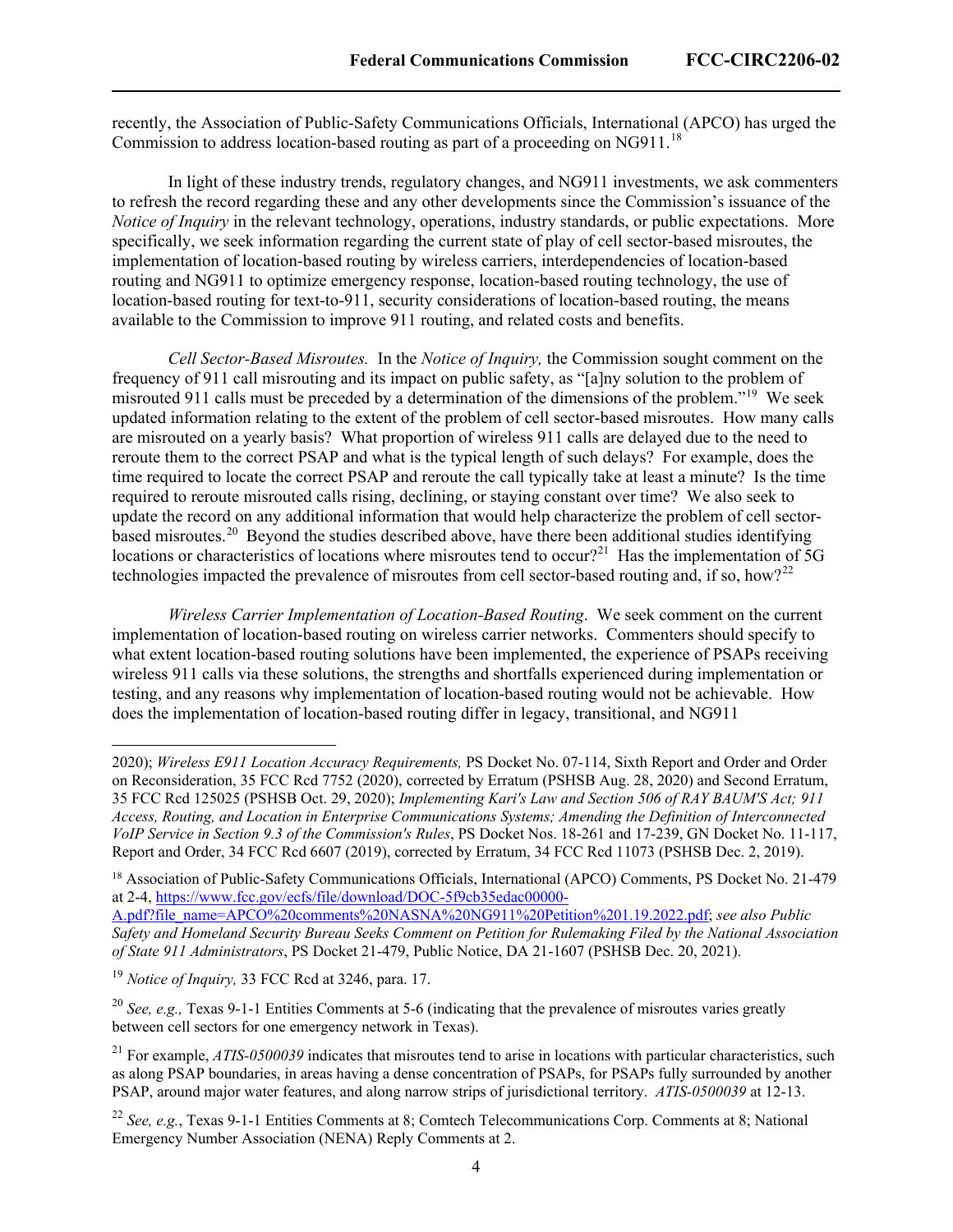recently, the Association of Public-Safety Communications Officials, International (APCO) has urged the Commission to address location-based routing as part of a proceeding on NG911.[18]

In light of these industry trends, regulatory changes, and NG911 investments, we ask commenters to refresh the record regarding these and any other developments since the Commission's issuance of the *Notice of Inquiry* in the relevant technology, operations, industry standards, or public expectations. More specifically, we seek information regarding the current state of play of cell sector-based misroutes, the implementation of location-based routing by wireless carriers, interdependencies of location-based routing and NG911 to optimize emergency response, location-based routing technology, the use of location-based routing for text-to-911, security considerations of location-based routing, the means available to the Commission to improve 911 routing, and related costs and benefits.

*Cell Sector-Based Misroutes.* In the *Notice of Inquiry,* the Commission sought comment on the frequency of 911 call misrouting and its impact on public safety, as "[a]ny solution to the problem of misrouted 911 calls must be preceded by a determination of the dimensions of the problem."[19] We seek updated information relating to the extent of the problem of cell sector-based misroutes. How many calls are misrouted on a yearly basis? What proportion of wireless 911 calls are delayed due to the need to reroute them to the correct PSAP and what is the typical length of such delays? For example, does the time required to locate the correct PSAP and reroute the call typically take at least a minute? Is the time required to reroute misrouted calls rising, declining, or staying constant over time? We also seek to update the record on any additional information that would help characterize the problem of cell sector-based misroutes.[20] Beyond the studies described above, have there been additional studies identifying locations or characteristics of locations where misroutes tend to occur?[21] Has the implementation of 5G technologies impacted the prevalence of misroutes from cell sector-based routing and, if so, how?[22]

*Wireless Carrier Implementation of Location-Based Routing*. We seek comment on the current implementation of location-based routing on wireless carrier networks. Commenters should specify to what extent location-based routing solutions have been implemented, the experience of PSAPs receiving wireless 911 calls via these solutions, the strengths and shortfalls experienced during implementation or testing, and any reasons why implementation of location-based routing would not be achievable. How does the implementation of location-based routing differ in legacy, transitional, and NG911

---

2020); *Wireless E911 Location Accuracy Requirements,* PS Docket No. 07-114, Sixth Report and Order and Order on Reconsideration, 35 FCC Rcd 7752 (2020), corrected by Erratum (PSHSB Aug. 28, 2020) and Second Erratum, 35 FCC Rcd 125025 (PSHSB Oct. 29, 2020); *Implementing Kari's Law and Section 506 of RAY BAUM'S Act; 911 Access, Routing, and Location in Enterprise Communications Systems; Amending the Definition of Interconnected VoIP Service in Section 9.3 of the Commission's Rules*, PS Docket Nos. 18-261 and 17-239, GN Docket No. 11-117, Report and Order, 34 FCC Rcd 6607 (2019), corrected by Erratum, 34 FCC Rcd 11073 (PSHSB Dec. 2, 2019).

[18] Association of Public-Safety Communications Officials, International (APCO) Comments, PS Docket No. 21-479 at 2-4, https://www.fcc.gov/ecfs/file/download/DOC-5f9cb35edac00000-A.pdf?file_name=APCO%20comments%20NASNA%20NG911%20Petition%201.19.2022.pdf; *see also Public Safety and Homeland Security Bureau Seeks Comment on Petition for Rulemaking Filed by the National Association of State 911 Administrators*, PS Docket 21-479, Public Notice, DA 21-1607 (PSHSB Dec. 20, 2021).

[19] *Notice of Inquiry,* 33 FCC Rcd at 3246, para. 17.

[20] *See, e.g.,* Texas 9-1-1 Entities Comments at 5-6 (indicating that the prevalence of misroutes varies greatly between cell sectors for one emergency network in Texas).

[21] For example, *ATIS-0500039* indicates that misroutes tend to arise in locations with particular characteristics, such as along PSAP boundaries, in areas having a dense concentration of PSAPs, for PSAPs fully surrounded by another PSAP, around major water features, and along narrow strips of jurisdictional territory. *ATIS-0500039* at 12-13.

[22] *See, e.g.*, Texas 9-1-1 Entities Comments at 8; Comtech Telecommunications Corp. Comments at 8; National Emergency Number Association (NENA) Reply Comments at 2.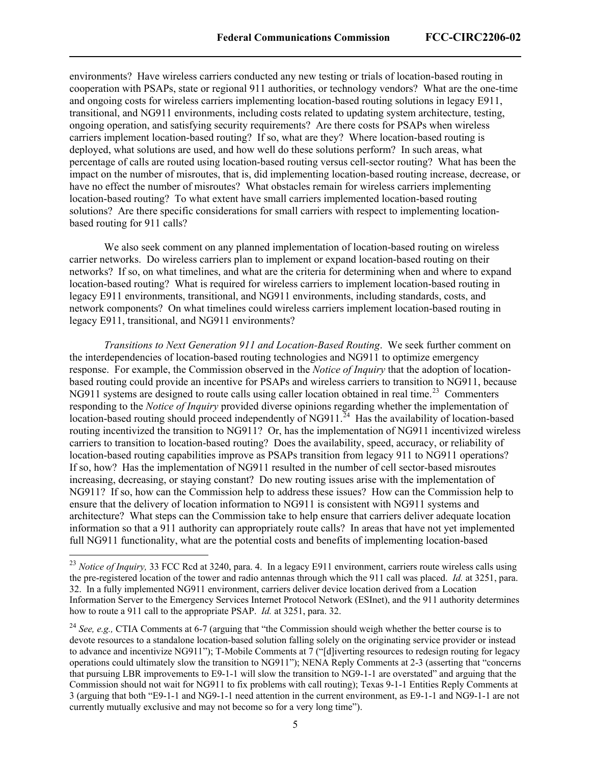environments? Have wireless carriers conducted any new testing or trials of location-based routing in cooperation with PSAPs, state or regional 911 authorities, or technology vendors? What are the one-time and ongoing costs for wireless carriers implementing location-based routing solutions in legacy E911, transitional, and NG911 environments, including costs related to updating system architecture, testing, ongoing operation, and satisfying security requirements? Are there costs for PSAPs when wireless carriers implement location-based routing? If so, what are they? Where location-based routing is deployed, what solutions are used, and how well do these solutions perform? In such areas, what percentage of calls are routed using location-based routing versus cell-sector routing? What has been the impact on the number of misroutes, that is, did implementing location-based routing increase, decrease, or have no effect the number of misroutes? What obstacles remain for wireless carriers implementing location-based routing? To what extent have small carriers implemented location-based routing solutions? Are there specific considerations for small carriers with respect to implementing location-based routing for 911 calls?

We also seek comment on any planned implementation of location-based routing on wireless carrier networks. Do wireless carriers plan to implement or expand location-based routing on their networks? If so, on what timelines, and what are the criteria for determining when and where to expand location-based routing? What is required for wireless carriers to implement location-based routing in legacy E911 environments, transitional, and NG911 environments, including standards, costs, and network components? On what timelines could wireless carriers implement location-based routing in legacy E911, transitional, and NG911 environments?

*Transitions to Next Generation 911 and Location-Based Routing*. We seek further comment on the interdependencies of location-based routing technologies and NG911 to optimize emergency response. For example, the Commission observed in the *Notice of Inquiry* that the adoption of location-based routing could provide an incentive for PSAPs and wireless carriers to transition to NG911, because NG911 systems are designed to route calls using caller location obtained in real time.[23] Commenters responding to the *Notice of Inquiry* provided diverse opinions regarding whether the implementation of location-based routing should proceed independently of NG911.[24] Has the availability of location-based routing incentivized the transition to NG911? Or, has the implementation of NG911 incentivized wireless carriers to transition to location-based routing? Does the availability, speed, accuracy, or reliability of location-based routing capabilities improve as PSAPs transition from legacy 911 to NG911 operations? If so, how? Has the implementation of NG911 resulted in the number of cell sector-based misroutes increasing, decreasing, or staying constant? Do new routing issues arise with the implementation of NG911? If so, how can the Commission help to address these issues? How can the Commission help to ensure that the delivery of location information to NG911 is consistent with NG911 systems and architecture? What steps can the Commission take to help ensure that carriers deliver adequate location information so that a 911 authority can appropriately route calls? In areas that have not yet implemented full NG911 functionality, what are the potential costs and benefits of implementing location-based

[23] *Notice of Inquiry,* 33 FCC Rcd at 3240, para. 4. In a legacy E911 environment, carriers route wireless calls using the pre-registered location of the tower and radio antennas through which the 911 call was placed. *Id.* at 3251, para. 32. In a fully implemented NG911 environment, carriers deliver device location derived from a Location Information Server to the Emergency Services Internet Protocol Network (ESInet), and the 911 authority determines how to route a 911 call to the appropriate PSAP. *Id.* at 3251, para. 32.

[24] *See, e.g.,* CTIA Comments at 6-7 (arguing that "the Commission should weigh whether the better course is to devote resources to a standalone location-based solution falling solely on the originating service provider or instead to advance and incentivize NG911"); T-Mobile Comments at 7 ("[d]iverting resources to redesign routing for legacy operations could ultimately slow the transition to NG911"); NENA Reply Comments at 2-3 (asserting that "concerns that pursuing LBR improvements to E9-1-1 will slow the transition to NG9-1-1 are overstated" and arguing that the Commission should not wait for NG911 to fix problems with call routing); Texas 9-1-1 Entities Reply Comments at 3 (arguing that both "E9-1-1 and NG9-1-1 need attention in the current environment, as E9-1-1 and NG9-1-1 are not currently mutually exclusive and may not become so for a very long time").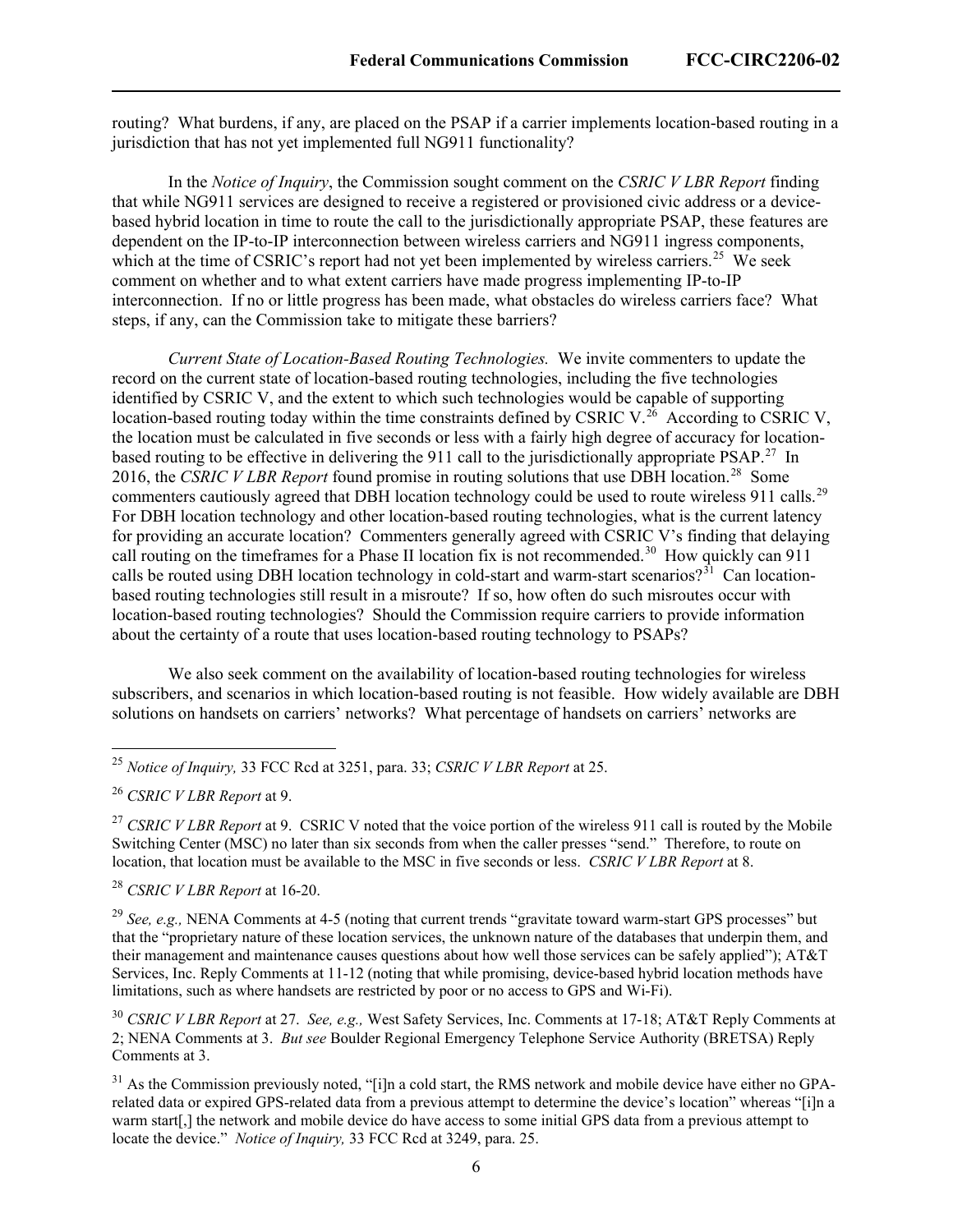routing? What burdens, if any, are placed on the PSAP if a carrier implements location-based routing in a jurisdiction that has not yet implemented full NG911 functionality?

In the *Notice of Inquiry*, the Commission sought comment on the *CSRIC V LBR Report* finding that while NG911 services are designed to receive a registered or provisioned civic address or a device-based hybrid location in time to route the call to the jurisdictionally appropriate PSAP, these features are dependent on the IP-to-IP interconnection between wireless carriers and NG911 ingress components, which at the time of CSRIC's report had not yet been implemented by wireless carriers.[25] We seek comment on whether and to what extent carriers have made progress implementing IP-to-IP interconnection. If no or little progress has been made, what obstacles do wireless carriers face? What steps, if any, can the Commission take to mitigate these barriers?

*Current State of Location-Based Routing Technologies.* We invite commenters to update the record on the current state of location-based routing technologies, including the five technologies identified by CSRIC V, and the extent to which such technologies would be capable of supporting location-based routing today within the time constraints defined by CSRIC V.[26] According to CSRIC V, the location must be calculated in five seconds or less with a fairly high degree of accuracy for location-based routing to be effective in delivering the 911 call to the jurisdictionally appropriate PSAP.[27] In 2016, the *CSRIC V LBR Report* found promise in routing solutions that use DBH location.[28] Some commenters cautiously agreed that DBH location technology could be used to route wireless 911 calls.[29] For DBH location technology and other location-based routing technologies, what is the current latency for providing an accurate location? Commenters generally agreed with CSRIC V's finding that delaying call routing on the timeframes for a Phase II location fix is not recommended.[30] How quickly can 911 calls be routed using DBH location technology in cold-start and warm-start scenarios?[31] Can location-based routing technologies still result in a misroute? If so, how often do such misroutes occur with location-based routing technologies? Should the Commission require carriers to provide information about the certainty of a route that uses location-based routing technology to PSAPs?

We also seek comment on the availability of location-based routing technologies for wireless subscribers, and scenarios in which location-based routing is not feasible. How widely available are DBH solutions on handsets on carriers' networks? What percentage of handsets on carriers' networks are

---

[25] *Notice of Inquiry,* 33 FCC Rcd at 3251, para. 33; *CSRIC V LBR Report* at 25.

[26] *CSRIC V LBR Report* at 9.

[27] *CSRIC V LBR Report* at 9. CSRIC V noted that the voice portion of the wireless 911 call is routed by the Mobile Switching Center (MSC) no later than six seconds from when the caller presses "send." Therefore, to route on location, that location must be available to the MSC in five seconds or less. *CSRIC V LBR Report* at 8.

[28] *CSRIC V LBR Report* at 16-20.

[29] *See, e.g.,* NENA Comments at 4-5 (noting that current trends "gravitate toward warm-start GPS processes" but that the "proprietary nature of these location services, the unknown nature of the databases that underpin them, and their management and maintenance causes questions about how well those services can be safely applied"); AT&T Services, Inc. Reply Comments at 11-12 (noting that while promising, device-based hybrid location methods have limitations, such as where handsets are restricted by poor or no access to GPS and Wi-Fi).

[30] *CSRIC V LBR Report* at 27. *See, e.g.,* West Safety Services, Inc. Comments at 17-18; AT&T Reply Comments at 2; NENA Comments at 3. *But see* Boulder Regional Emergency Telephone Service Authority (BRETSA) Reply Comments at 3.

[31] As the Commission previously noted, "[i]n a cold start, the RMS network and mobile device have either no GPA-related data or expired GPS-related data from a previous attempt to determine the device's location" whereas "[i]n a warm start[,] the network and mobile device do have access to some initial GPS data from a previous attempt to locate the device." *Notice of Inquiry,* 33 FCC Rcd at 3249, para. 25.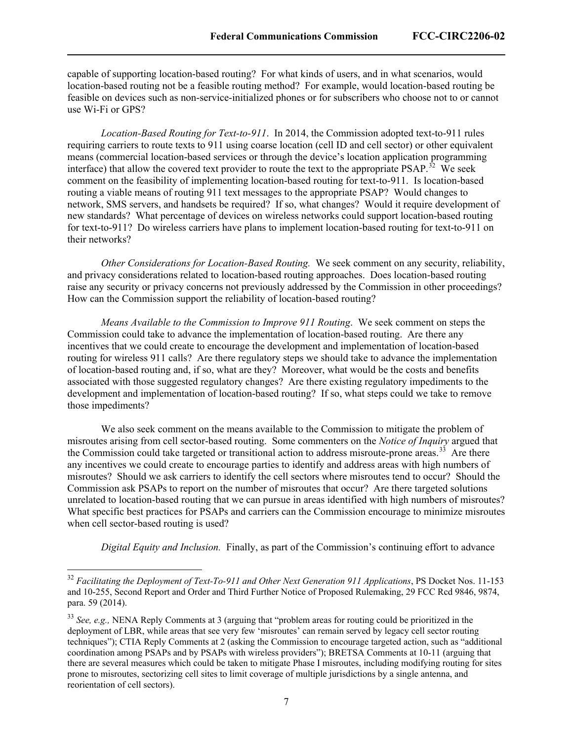capable of supporting location-based routing? For what kinds of users, and in what scenarios, would location-based routing not be a feasible routing method? For example, would location-based routing be feasible on devices such as non-service-initialized phones or for subscribers who choose not to or cannot use Wi-Fi or GPS?

*Location-Based Routing for Text-to-911*. In 2014, the Commission adopted text-to-911 rules requiring carriers to route texts to 911 using coarse location (cell ID and cell sector) or other equivalent means (commercial location-based services or through the device's location application programming interface) that allow the covered text provider to route the text to the appropriate PSAP.[32] We seek comment on the feasibility of implementing location-based routing for text-to-911. Is location-based routing a viable means of routing 911 text messages to the appropriate PSAP? Would changes to network, SMS servers, and handsets be required? If so, what changes? Would it require development of new standards? What percentage of devices on wireless networks could support location-based routing for text-to-911? Do wireless carriers have plans to implement location-based routing for text-to-911 on their networks?

*Other Considerations for Location-Based Routing.* We seek comment on any security, reliability, and privacy considerations related to location-based routing approaches. Does location-based routing raise any security or privacy concerns not previously addressed by the Commission in other proceedings? How can the Commission support the reliability of location-based routing?

*Means Available to the Commission to Improve 911 Routing*. We seek comment on steps the Commission could take to advance the implementation of location-based routing. Are there any incentives that we could create to encourage the development and implementation of location-based routing for wireless 911 calls? Are there regulatory steps we should take to advance the implementation of location-based routing and, if so, what are they? Moreover, what would be the costs and benefits associated with those suggested regulatory changes? Are there existing regulatory impediments to the development and implementation of location-based routing? If so, what steps could we take to remove those impediments?

We also seek comment on the means available to the Commission to mitigate the problem of misroutes arising from cell sector-based routing. Some commenters on the *Notice of Inquiry* argued that the Commission could take targeted or transitional action to address misroute-prone areas.[33] Are there any incentives we could create to encourage parties to identify and address areas with high numbers of misroutes? Should we ask carriers to identify the cell sectors where misroutes tend to occur? Should the Commission ask PSAPs to report on the number of misroutes that occur? Are there targeted solutions unrelated to location-based routing that we can pursue in areas identified with high numbers of misroutes? What specific best practices for PSAPs and carriers can the Commission encourage to minimize misroutes when cell sector-based routing is used?

*Digital Equity and Inclusion.* Finally, as part of the Commission's continuing effort to advance

---

[32] *Facilitating the Deployment of Text-To-911 and Other Next Generation 911 Applications*, PS Docket Nos. 11-153 and 10-255, Second Report and Order and Third Further Notice of Proposed Rulemaking, 29 FCC Rcd 9846, 9874, para. 59 (2014).

[33] *See, e.g.,* NENA Reply Comments at 3 (arguing that "problem areas for routing could be prioritized in the deployment of LBR, while areas that see very few 'misroutes' can remain served by legacy cell sector routing techniques"); CTIA Reply Comments at 2 (asking the Commission to encourage targeted action, such as "additional coordination among PSAPs and by PSAPs with wireless providers"); BRETSA Comments at 10-11 (arguing that there are several measures which could be taken to mitigate Phase I misroutes, including modifying routing for sites prone to misroutes, sectorizing cell sites to limit coverage of multiple jurisdictions by a single antenna, and reorientation of cell sectors).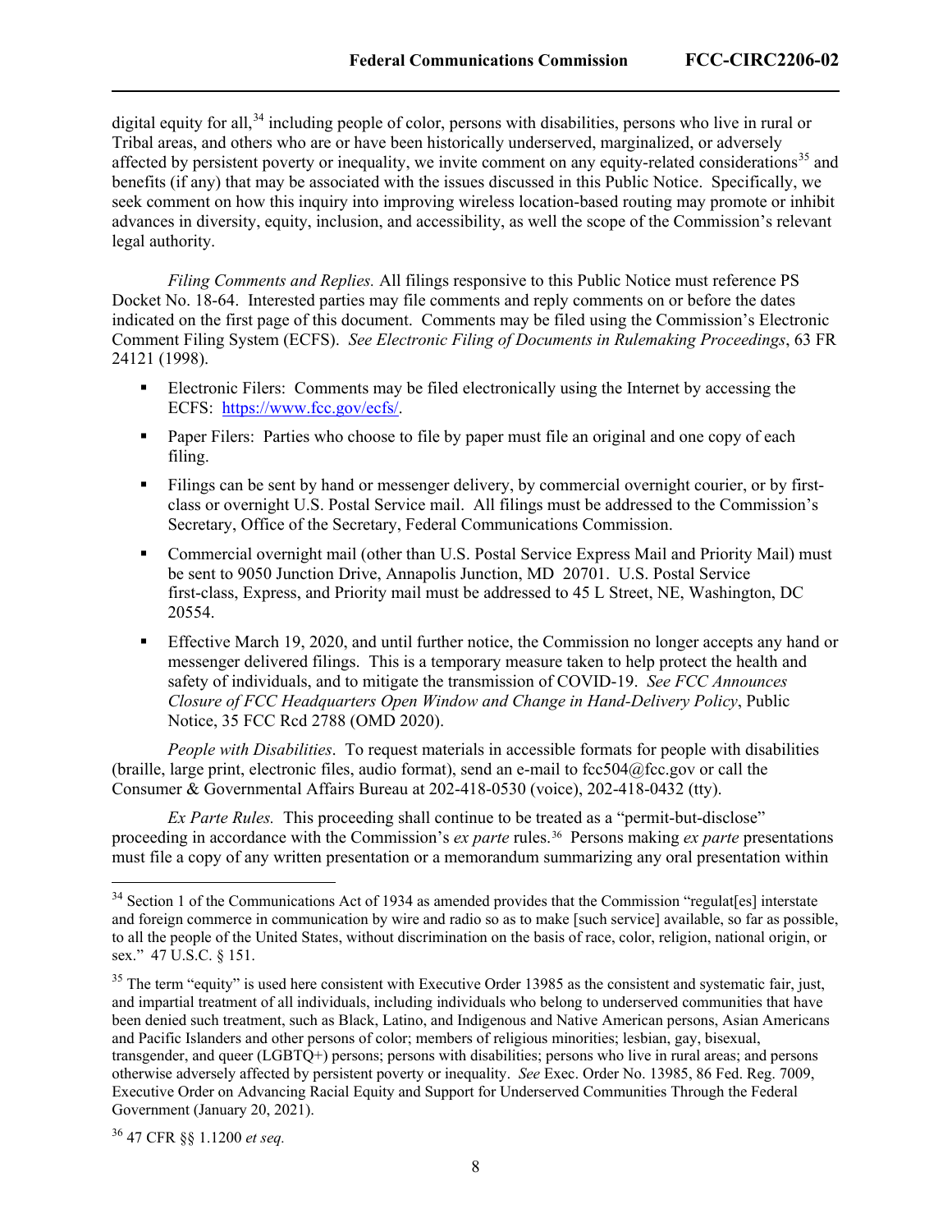digital equity for all,[34] including people of color, persons with disabilities, persons who live in rural or Tribal areas, and others who are or have been historically underserved, marginalized, or adversely affected by persistent poverty or inequality, we invite comment on any equity-related considerations[35] and benefits (if any) that may be associated with the issues discussed in this Public Notice. Specifically, we seek comment on how this inquiry into improving wireless location-based routing may promote or inhibit advances in diversity, equity, inclusion, and accessibility, as well the scope of the Commission's relevant legal authority.

*Filing Comments and Replies.* All filings responsive to this Public Notice must reference PS Docket No. 18-64. Interested parties may file comments and reply comments on or before the dates indicated on the first page of this document. Comments may be filed using the Commission's Electronic Comment Filing System (ECFS). *See Electronic Filing of Documents in Rulemaking Proceedings*, 63 FR 24121 (1998).

- Electronic Filers: Comments may be filed electronically using the Internet by accessing the ECFS: https://www.fcc.gov/ecfs/.
- Paper Filers: Parties who choose to file by paper must file an original and one copy of each filing.
- Filings can be sent by hand or messenger delivery, by commercial overnight courier, or by first-class or overnight U.S. Postal Service mail. All filings must be addressed to the Commission's Secretary, Office of the Secretary, Federal Communications Commission.
- Commercial overnight mail (other than U.S. Postal Service Express Mail and Priority Mail) must be sent to 9050 Junction Drive, Annapolis Junction, MD 20701. U.S. Postal Service first-class, Express, and Priority mail must be addressed to 45 L Street, NE, Washington, DC 20554.
- Effective March 19, 2020, and until further notice, the Commission no longer accepts any hand or messenger delivered filings. This is a temporary measure taken to help protect the health and safety of individuals, and to mitigate the transmission of COVID-19. *See FCC Announces Closure of FCC Headquarters Open Window and Change in Hand-Delivery Policy*, Public Notice, 35 FCC Rcd 2788 (OMD 2020).

*People with Disabilities*. To request materials in accessible formats for people with disabilities (braille, large print, electronic files, audio format), send an e-mail to fcc504@fcc.gov or call the Consumer & Governmental Affairs Bureau at 202-418-0530 (voice), 202-418-0432 (tty).

*Ex Parte Rules.* This proceeding shall continue to be treated as a "permit-but-disclose" proceeding in accordance with the Commission's *ex parte* rules.[36] Persons making *ex parte* presentations must file a copy of any written presentation or a memorandum summarizing any oral presentation within

---

[34] Section 1 of the Communications Act of 1934 as amended provides that the Commission "regulat[es] interstate and foreign commerce in communication by wire and radio so as to make [such service] available, so far as possible, to all the people of the United States, without discrimination on the basis of race, color, religion, national origin, or sex." 47 U.S.C. § 151.

[35] The term "equity" is used here consistent with Executive Order 13985 as the consistent and systematic fair, just, and impartial treatment of all individuals, including individuals who belong to underserved communities that have been denied such treatment, such as Black, Latino, and Indigenous and Native American persons, Asian Americans and Pacific Islanders and other persons of color; members of religious minorities; lesbian, gay, bisexual, transgender, and queer (LGBTQ+) persons; persons with disabilities; persons who live in rural areas; and persons otherwise adversely affected by persistent poverty or inequality. *See* Exec. Order No. 13985, 86 Fed. Reg. 7009, Executive Order on Advancing Racial Equity and Support for Underserved Communities Through the Federal Government (January 20, 2021).

[36] 47 CFR §§ 1.1200 *et seq.*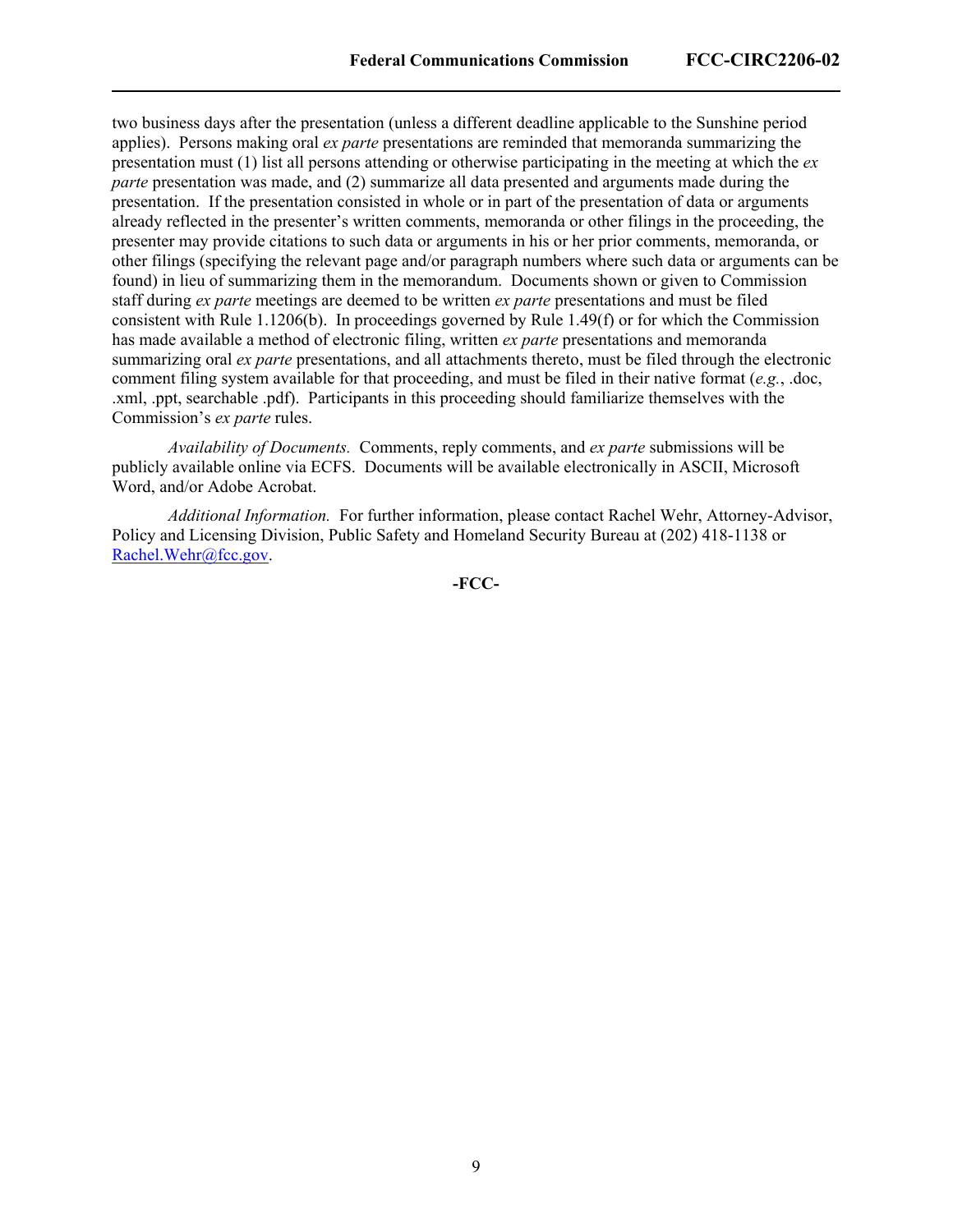two business days after the presentation (unless a different deadline applicable to the Sunshine period applies). Persons making oral *ex parte* presentations are reminded that memoranda summarizing the presentation must (1) list all persons attending or otherwise participating in the meeting at which the *ex parte* presentation was made, and (2) summarize all data presented and arguments made during the presentation. If the presentation consisted in whole or in part of the presentation of data or arguments already reflected in the presenter's written comments, memoranda or other filings in the proceeding, the presenter may provide citations to such data or arguments in his or her prior comments, memoranda, or other filings (specifying the relevant page and/or paragraph numbers where such data or arguments can be found) in lieu of summarizing them in the memorandum. Documents shown or given to Commission staff during *ex parte* meetings are deemed to be written *ex parte* presentations and must be filed consistent with Rule 1.1206(b). In proceedings governed by Rule 1.49(f) or for which the Commission has made available a method of electronic filing, written *ex parte* presentations and memoranda summarizing oral *ex parte* presentations, and all attachments thereto, must be filed through the electronic comment filing system available for that proceeding, and must be filed in their native format (*e.g.*, .doc, .xml, .ppt, searchable .pdf). Participants in this proceeding should familiarize themselves with the Commission's *ex parte* rules.

*Availability of Documents.* Comments, reply comments, and *ex parte* submissions will be publicly available online via ECFS. Documents will be available electronically in ASCII, Microsoft Word, and/or Adobe Acrobat.

*Additional Information.* For further information, please contact Rachel Wehr, Attorney-Advisor, Policy and Licensing Division, Public Safety and Homeland Security Bureau at (202) 418-1138 or Rachel.Wehr@fcc.gov.

**-FCC-**